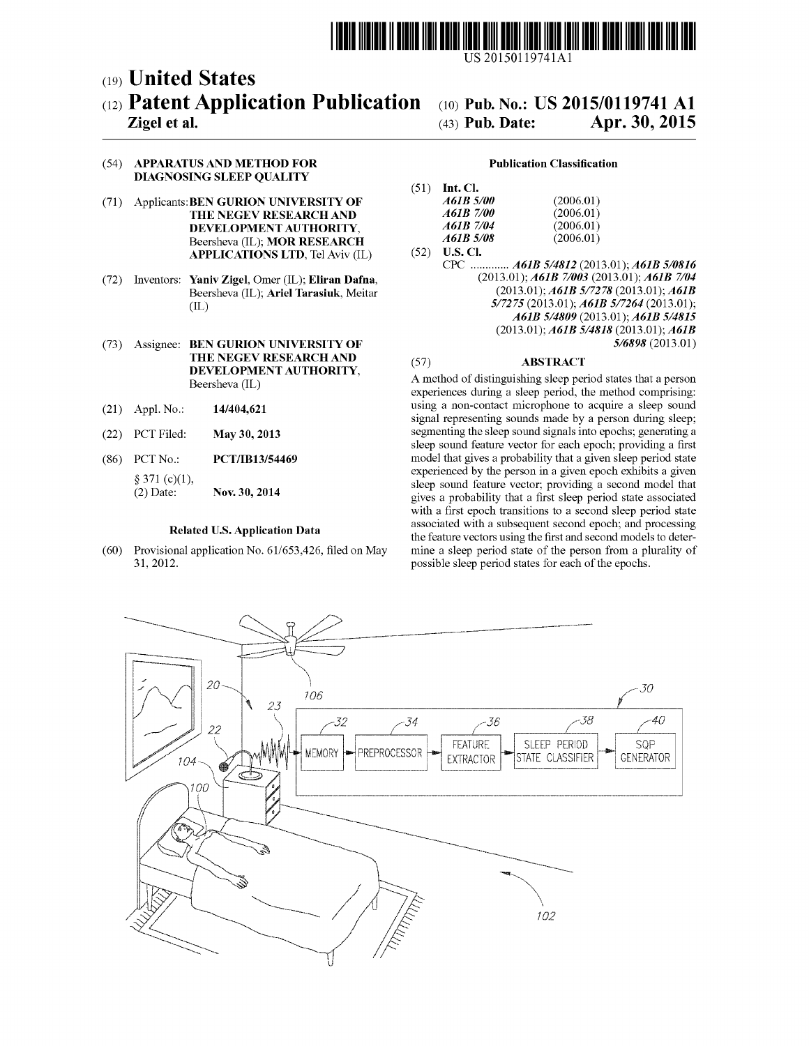US 20150119741A1

(19) **United States**

(12) **Patent Application Publication** (10) **Pub. No.: US 2015/0119741 A1**

**Zigel et al.** (43) **Pub. Date: Apr. 30, 2015**

(54) **APPARATUS AND METHOD FOR DIAGNOSING SLEEP QUALITY**

(71) Applicants: **BEN GURION UNIVERSITY OF THE NEGEV RESEARCH AND DEVELOPMENT AUTHORITY**, Beersheva (IL); **MOR RESEARCH APPLICATIONS LTD**, Tel Aviv (IL)

(72) Inventors: **Yaniv Zigel**, Omer (IL); **Eliran Dafna**, Beersheva (IL); **Ariel Tarasiuk**, Meitar (IL)

(73) Assignee: **BEN GURION UNIVERSITY OF THE NEGEV RESEARCH AND DEVELOPMENT AUTHORITY**, Beersheva (IL)

(21) Appl. No.: **14/404,621**

(22) PCT Filed: **May 30, 2013**

(86) PCT No.: **PCT/IB13/54469**

§ 371 (c)(1),
(2) Date: **Nov. 30, 2014**

**Related U.S. Application Data**

(60) Provisional application No. 61/653,426, filed on May 31, 2012.

**Publication Classification**

(51) **Int. Cl.**

*A61B 5/00* (2006.01)
*A61B 7/00* (2006.01)
*A61B 7/04* (2006.01)
*A61B 5/08* (2006.01)

(52) **U.S. Cl.**

CPC ............. *A61B 5/4812* (2013.01); *A61B 5/0816* (2013.01); *A61B 7/003* (2013.01); *A61B 7/04* (2013.01); *A61B 5/7278* (2013.01); *A61B 5/7275* (2013.01); *A61B 5/7264* (2013.01); *A61B 5/4809* (2013.01); *A61B 5/4815* (2013.01); *A61B 5/4818* (2013.01); *A61B 5/6898* (2013.01)

(57) **ABSTRACT**

A method of distinguishing sleep period states that a person experiences during a sleep period, the method comprising: using a non-contact microphone to acquire a sleep sound signal representing sounds made by a person during sleep; segmenting the sleep sound signals into epochs; generating a sleep sound feature vector for each epoch; providing a first model that gives a probability that a given sleep period state experienced by the person in a given epoch exhibits a given sleep sound feature vector; providing a second model that gives a probability that a first sleep period state associated with a first epoch transitions to a second sleep period state associated with a subsequent second epoch; and processing the feature vectors using the first and second models to determine a sleep period state of the person from a plurality of possible sleep period states for each of the epochs.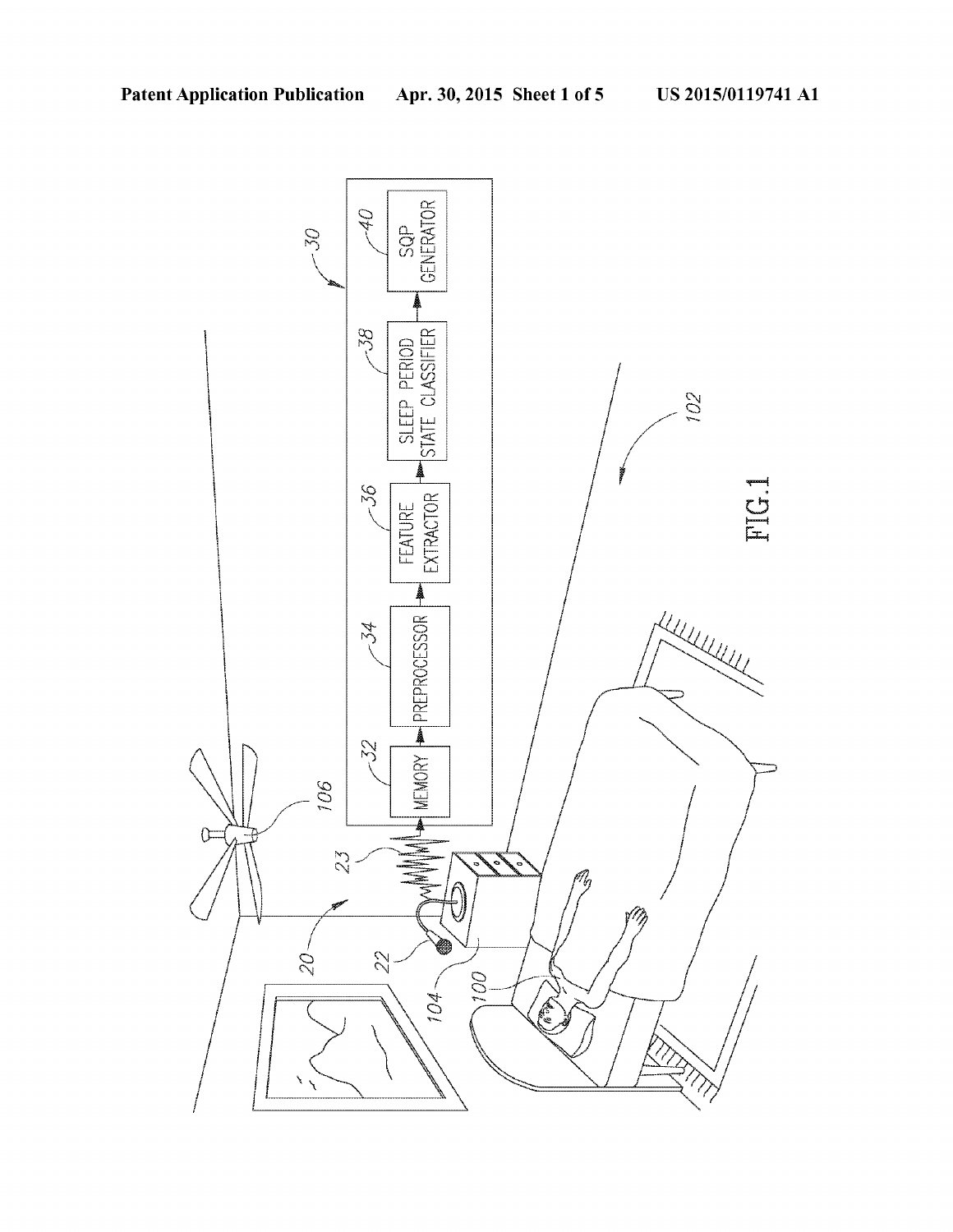FIG.1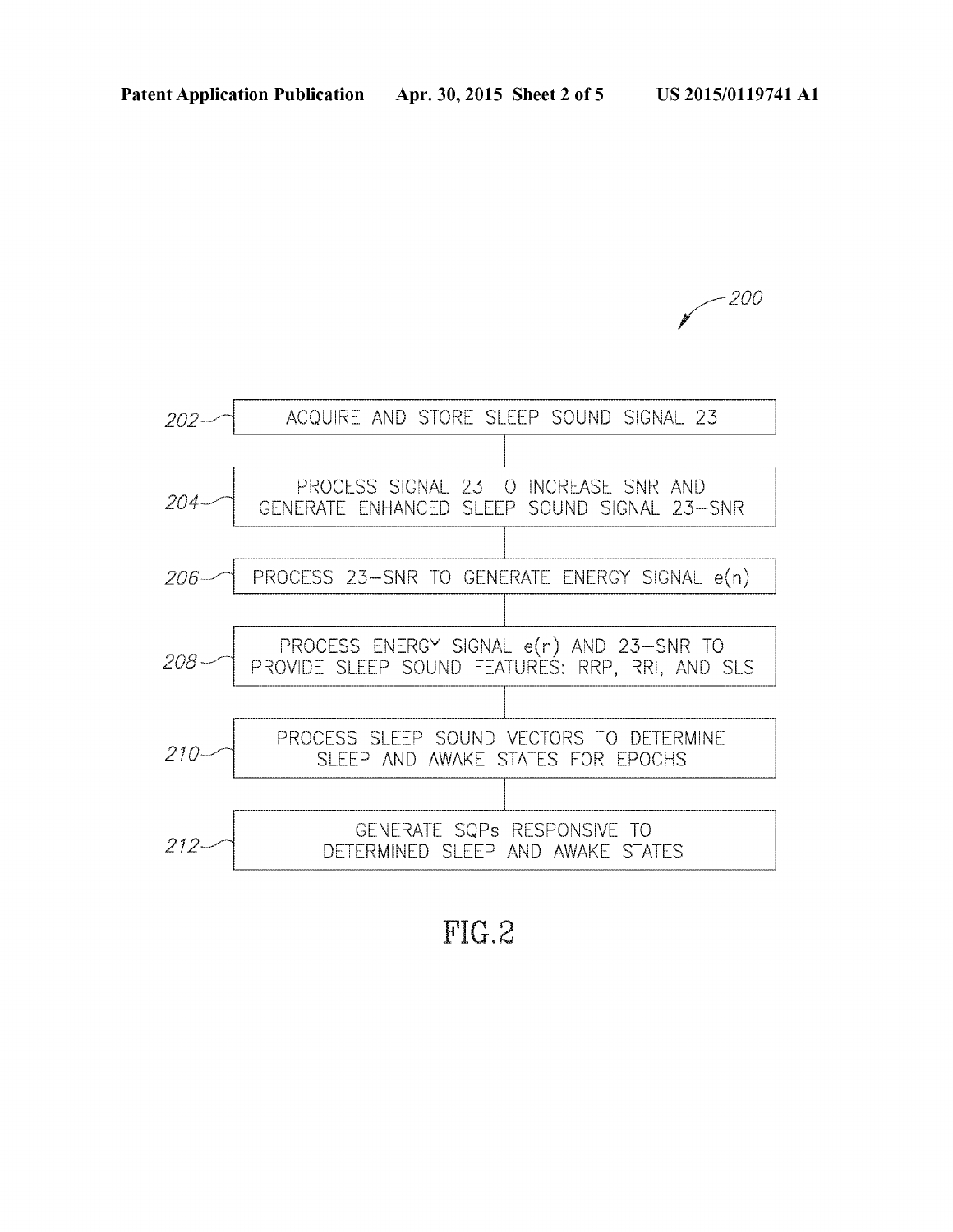200

202 — ACQUIRE AND STORE SLEEP SOUND SIGNAL 23

204 — PROCESS SIGNAL 23 TO INCREASE SNR AND GENERATE ENHANCED SLEEP SOUND SIGNAL 23–SNR

206 — PROCESS 23–SNR TO GENERATE ENERGY SIGNAL e(n)

208 — PROCESS ENERGY SIGNAL e(n) AND 23–SNR TO PROVIDE SLEEP SOUND FEATURES: RRP, RRI, AND SLS

210 — PROCESS SLEEP SOUND VECTORS TO DETERMINE SLEEP AND AWAKE STATES FOR EPOCHS

212 — GENERATE SQPs RESPONSIVE TO DETERMINED SLEEP AND AWAKE STATES

FIG.2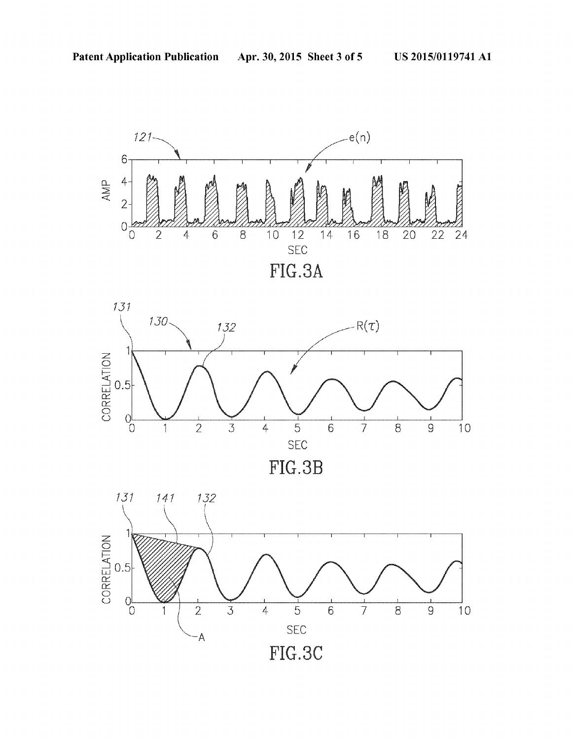FIG.3A

FIG.3B

FIG.3C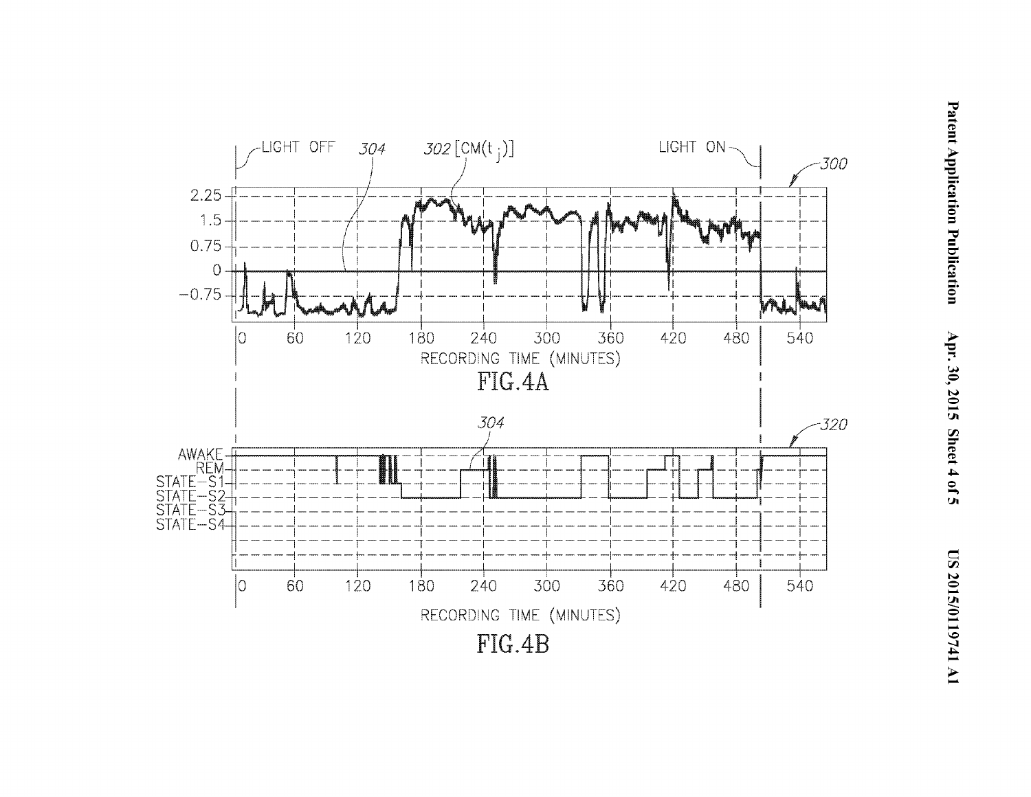FIG.4A

FIG.4B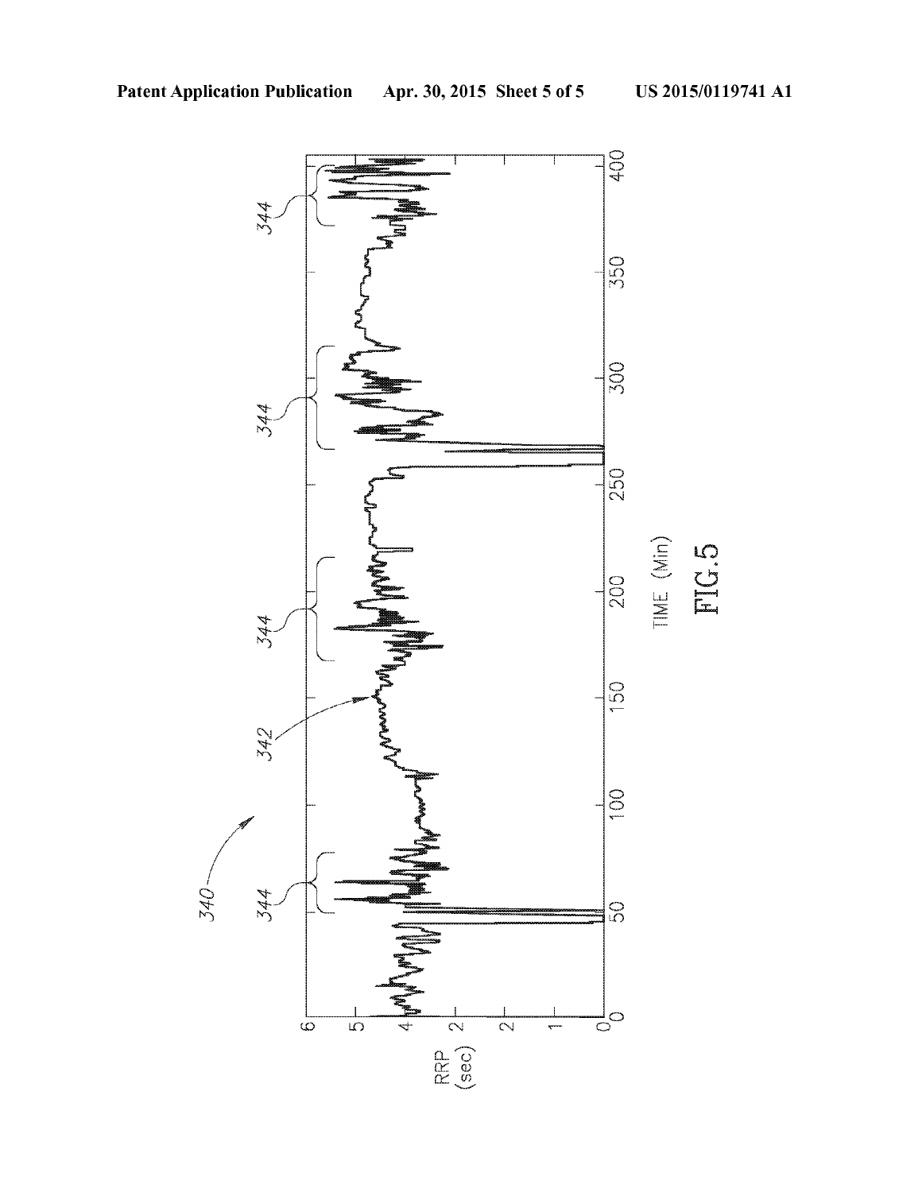FIG. 5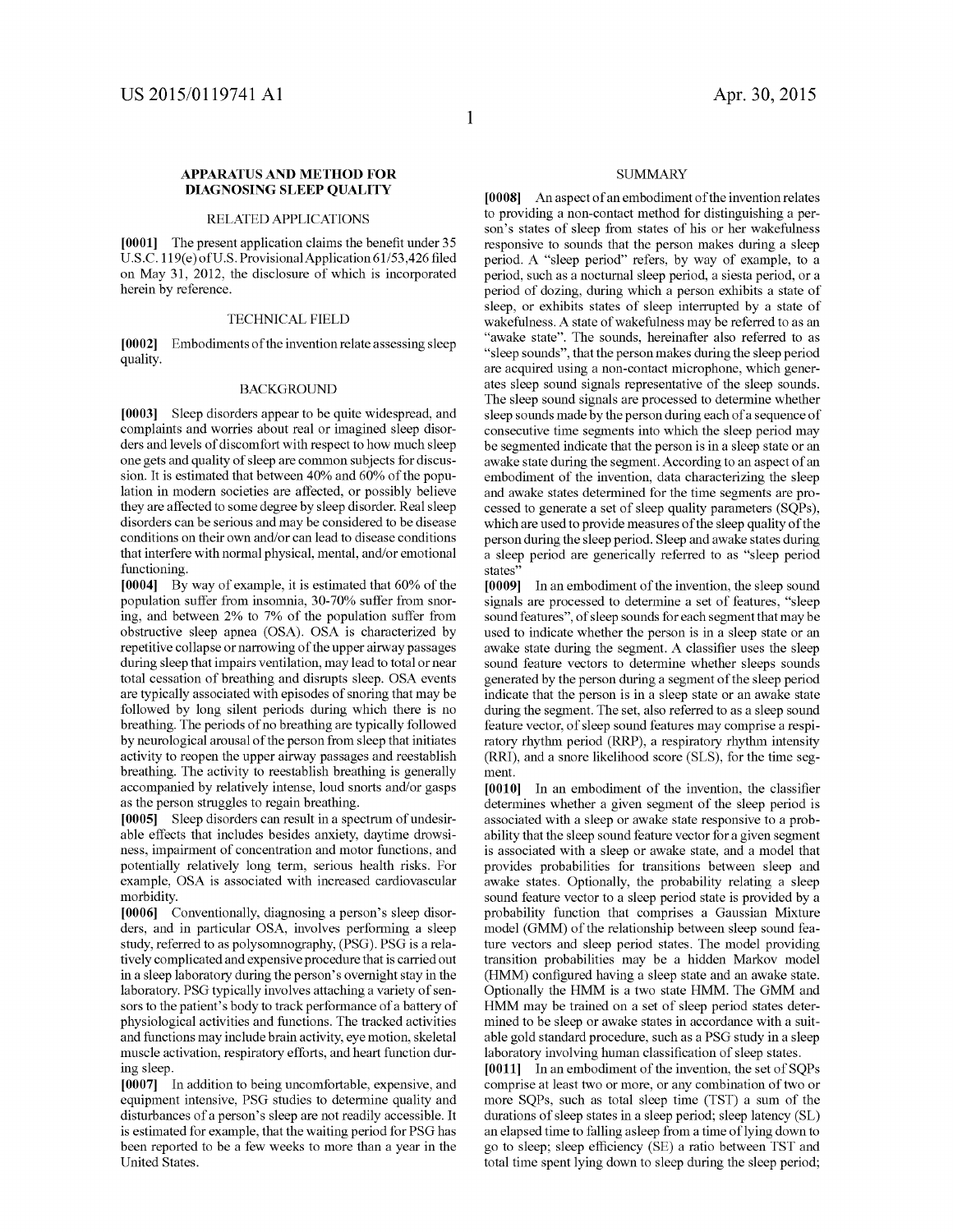## APPARATUS AND METHOD FOR DIAGNOSING SLEEP QUALITY

### RELATED APPLICATIONS

**[0001]** The present application claims the benefit under 35 U.S.C. 119(e) of U.S. Provisional Application 61/53,426 filed on May 31, 2012, the disclosure of which is incorporated herein by reference.

### TECHNICAL FIELD

**[0002]** Embodiments of the invention relate assessing sleep quality.

### BACKGROUND

**[0003]** Sleep disorders appear to be quite widespread, and complaints and worries about real or imagined sleep disorders and levels of discomfort with respect to how much sleep one gets and quality of sleep are common subjects for discussion. It is estimated that between 40% and 60% of the population in modern societies are affected, or possibly believe they are affected to some degree by sleep disorder. Real sleep disorders can be serious and may be considered to be disease conditions on their own and/or can lead to disease conditions that interfere with normal physical, mental, and/or emotional functioning.

**[0004]** By way of example, it is estimated that 60% of the population suffer from insomnia, 30-70% suffer from snoring, and between 2% to 7% of the population suffer from obstructive sleep apnea (OSA). OSA is characterized by repetitive collapse or narrowing of the upper airway passages during sleep that impairs ventilation, may lead to total or near total cessation of breathing and disrupts sleep. OSA events are typically associated with episodes of snoring that may be followed by long silent periods during which there is no breathing. The periods of no breathing are typically followed by neurological arousal of the person from sleep that initiates activity to reopen the upper airway passages and reestablish breathing. The activity to reestablish breathing is generally accompanied by relatively intense, loud snorts and/or gasps as the person struggles to regain breathing.

**[0005]** Sleep disorders can result in a spectrum of undesirable effects that includes besides anxiety, daytime drowsiness, impairment of concentration and motor functions, and potentially relatively long term, serious health risks. For example, OSA is associated with increased cardiovascular morbidity.

**[0006]** Conventionally, diagnosing a person's sleep disorders, and in particular OSA, involves performing a sleep study, referred to as polysomnography, (PSG). PSG is a relatively complicated and expensive procedure that is carried out in a sleep laboratory during the person's overnight stay in the laboratory. PSG typically involves attaching a variety of sensors to the patient's body to track performance of a battery of physiological activities and functions. The tracked activities and functions may include brain activity, eye motion, skeletal muscle activation, respiratory efforts, and heart function during sleep.

**[0007]** In addition to being uncomfortable, expensive, and equipment intensive, PSG studies to determine quality and disturbances of a person's sleep are not readily accessible. It is estimated for example, that the waiting period for PSG has been reported to be a few weeks to more than a year in the United States.

### SUMMARY

**[0008]** An aspect of an embodiment of the invention relates to providing a non-contact method for distinguishing a person's states of sleep from states of his or her wakefulness responsive to sounds that the person makes during a sleep period. A "sleep period" refers, by way of example, to a period, such as a nocturnal sleep period, a siesta period, or a period of dozing, during which a person exhibits a state of sleep, or exhibits states of sleep interrupted by a state of wakefulness. A state of wakefulness may be referred to as an "awake state". The sounds, hereinafter also referred to as "sleep sounds", that the person makes during the sleep period are acquired using a non-contact microphone, which generates sleep sound signals representative of the sleep sounds. The sleep sound signals are processed to determine whether sleep sounds made by the person during each of a sequence of consecutive time segments into which the sleep period may be segmented indicate that the person is in a sleep state or an awake state during the segment. According to an aspect of an embodiment of the invention, data characterizing the sleep and awake states determined for the time segments are processed to generate a set of sleep quality parameters (SQPs), which are used to provide measures of the sleep quality of the person during the sleep period. Sleep and awake states during a sleep period are generically referred to as "sleep period states"

**[0009]** In an embodiment of the invention, the sleep sound signals are processed to determine a set of features, "sleep sound features", of sleep sounds for each segment that may be used to indicate whether the person is in a sleep state or an awake state during the segment. A classifier uses the sleep sound feature vectors to determine whether sleeps sounds generated by the person during a segment of the sleep period indicate that the person is in a sleep state or an awake state during the segment. The set, also referred to as a sleep sound feature vector, of sleep sound features may comprise a respiratory rhythm period (RRP), a respiratory rhythm intensity (RRI), and a snore likelihood score (SLS), for the time segment.

**[0010]** In an embodiment of the invention, the classifier determines whether a given segment of the sleep period is associated with a sleep or awake state responsive to a probability that the sleep sound feature vector for a given segment is associated with a sleep or awake state, and a model that provides probabilities for transitions between sleep and awake states. Optionally, the probability relating a sleep sound feature vector to a sleep period state is provided by a probability function that comprises a Gaussian Mixture model (GMM) of the relationship between sleep sound feature vectors and sleep period states. The model providing transition probabilities may be a hidden Markov model (HMM) configured having a sleep state and an awake state. Optionally the HMM is a two state HMM. The GMM and HMM may be trained on a set of sleep period states determined to be sleep or awake states in accordance with a suitable gold standard procedure, such as a PSG study in a sleep laboratory involving human classification of sleep states.

**[0011]** In an embodiment of the invention, the set of SQPs comprise at least two or more, or any combination of two or more SQPs, such as total sleep time (TST) a sum of the durations of sleep states in a sleep period; sleep latency (SL) an elapsed time to falling asleep from a time of lying down to go to sleep; sleep efficiency (SE) a ratio between TST and total time spent lying down to sleep during the sleep period;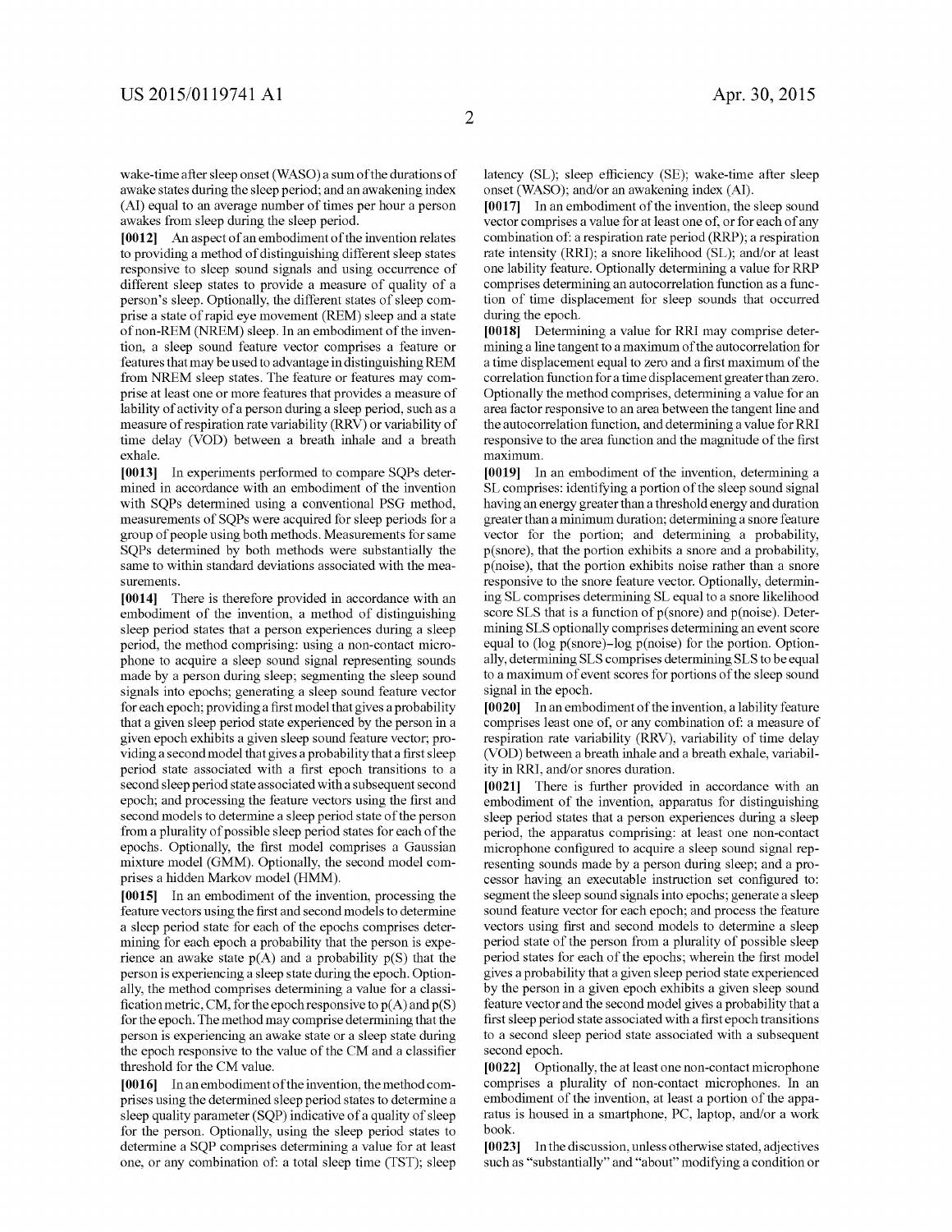wake-time after sleep onset (WASO) a sum of the durations of awake states during the sleep period; and an awakening index (AI) equal to an average number of times per hour a person awakes from sleep during the sleep period.

**[0012]** An aspect of an embodiment of the invention relates to providing a method of distinguishing different sleep states responsive to sleep sound signals and using occurrence of different sleep states to provide a measure of quality of a person's sleep. Optionally, the different states of sleep comprise a state of rapid eye movement (REM) sleep and a state of non-REM (NREM) sleep. In an embodiment of the invention, a sleep sound feature vector comprises a feature or features that may be used to advantage in distinguishing REM from NREM sleep states. The feature or features may comprise at least one or more features that provides a measure of lability of activity of a person during a sleep period, such as a measure of respiration rate variability (RRV) or variability of time delay (VOD) between a breath inhale and a breath exhale.

**[0013]** In experiments performed to compare SQPs determined in accordance with an embodiment of the invention with SQPs determined using a conventional PSG method, measurements of SQPs were acquired for sleep periods for a group of people using both methods. Measurements for same SQPs determined by both methods were substantially the same to within standard deviations associated with the measurements.

**[0014]** There is therefore provided in accordance with an embodiment of the invention, a method of distinguishing sleep period states that a person experiences during a sleep period, the method comprising: using a non-contact microphone to acquire a sleep sound signal representing sounds made by a person during sleep; segmenting the sleep sound signals into epochs; generating a sleep sound feature vector for each epoch; providing a first model that gives a probability that a given sleep period state experienced by the person in a given epoch exhibits a given sleep sound feature vector; providing a second model that gives a probability that a first sleep period state associated with a first epoch transitions to a second sleep period state associated with a subsequent second epoch; and processing the feature vectors using the first and second models to determine a sleep period state of the person from a plurality of possible sleep period states for each of the epochs. Optionally, the first model comprises a Gaussian mixture model (GMM). Optionally, the second model comprises a hidden Markov model (HMM).

**[0015]** In an embodiment of the invention, processing the feature vectors using the first and second models to determine a sleep period state for each of the epochs comprises determining for each epoch a probability that the person is experience an awake state p(A) and a probability p(S) that the person is experiencing a sleep state during the epoch. Optionally, the method comprises determining a value for a classification metric, CM, for the epoch responsive to p(A) and p(S) for the epoch. The method may comprise determining that the person is experiencing an awake state or a sleep state during the epoch responsive to the value of the CM and a classifier threshold for the CM value.

**[0016]** In an embodiment of the invention, the method comprises using the determined sleep period states to determine a sleep quality parameter (SQP) indicative of a quality of sleep for the person. Optionally, using the sleep period states to determine a SQP comprises determining a value for at least one, or any combination of: a total sleep time (TST); sleep latency (SL); sleep efficiency (SE); wake-time after sleep onset (WASO); and/or an awakening index (AI).

**[0017]** In an embodiment of the invention, the sleep sound vector comprises a value for at least one of, or for each of any combination of: a respiration rate period (RRP); a respiration rate intensity (RRI); a snore likelihood (SL); and/or at least one lability feature. Optionally determining a value for RRP comprises determining an autocorrelation function as a function of time displacement for sleep sounds that occurred during the epoch.

**[0018]** Determining a value for RRI may comprise determining a line tangent to a maximum of the autocorrelation for a time displacement equal to zero and a first maximum of the correlation function for a time displacement greater than zero. Optionally the method comprises, determining a value for an area factor responsive to an area between the tangent line and the autocorrelation function, and determining a value for RRI responsive to the area function and the magnitude of the first maximum.

**[0019]** In an embodiment of the invention, determining a SL comprises: identifying a portion of the sleep sound signal having an energy greater than a threshold energy and duration greater than a minimum duration; determining a snore feature vector for the portion; and determining a probability, p(snore), that the portion exhibits a snore and a probability, p(noise), that the portion exhibits noise rather than a snore responsive to the snore feature vector. Optionally, determining SL comprises determining SL equal to a snore likelihood score SLS that is a function of p(snore) and p(noise). Determining SLS optionally comprises determining an event score equal to (log p(snore)−log p(noise) for the portion. Optionally, determining SLS comprises determining SLS to be equal to a maximum of event scores for portions of the sleep sound signal in the epoch.

**[0020]** In an embodiment of the invention, a lability feature comprises least one of, or any combination of: a measure of respiration rate variability (RRV), variability of time delay (VOD) between a breath inhale and a breath exhale, variability in RRI, and/or snores duration.

**[0021]** There is further provided in accordance with an embodiment of the invention, apparatus for distinguishing sleep period states that a person experiences during a sleep period, the apparatus comprising: at least one non-contact microphone configured to acquire a sleep sound signal representing sounds made by a person during sleep; and a processor having an executable instruction set configured to: segment the sleep sound signals into epochs; generate a sleep sound feature vector for each epoch; and process the feature vectors using first and second models to determine a sleep period state of the person from a plurality of possible sleep period states for each of the epochs; wherein the first model gives a probability that a given sleep period state experienced by the person in a given epoch exhibits a given sleep sound feature vector and the second model gives a probability that a first sleep period state associated with a first epoch transitions to a second sleep period state associated with a subsequent second epoch.

**[0022]** Optionally, the at least one non-contact microphone comprises a plurality of non-contact microphones. In an embodiment of the invention, at least a portion of the apparatus is housed in a smartphone, PC, laptop, and/or a work book.

**[0023]** In the discussion, unless otherwise stated, adjectives such as "substantially" and "about" modifying a condition or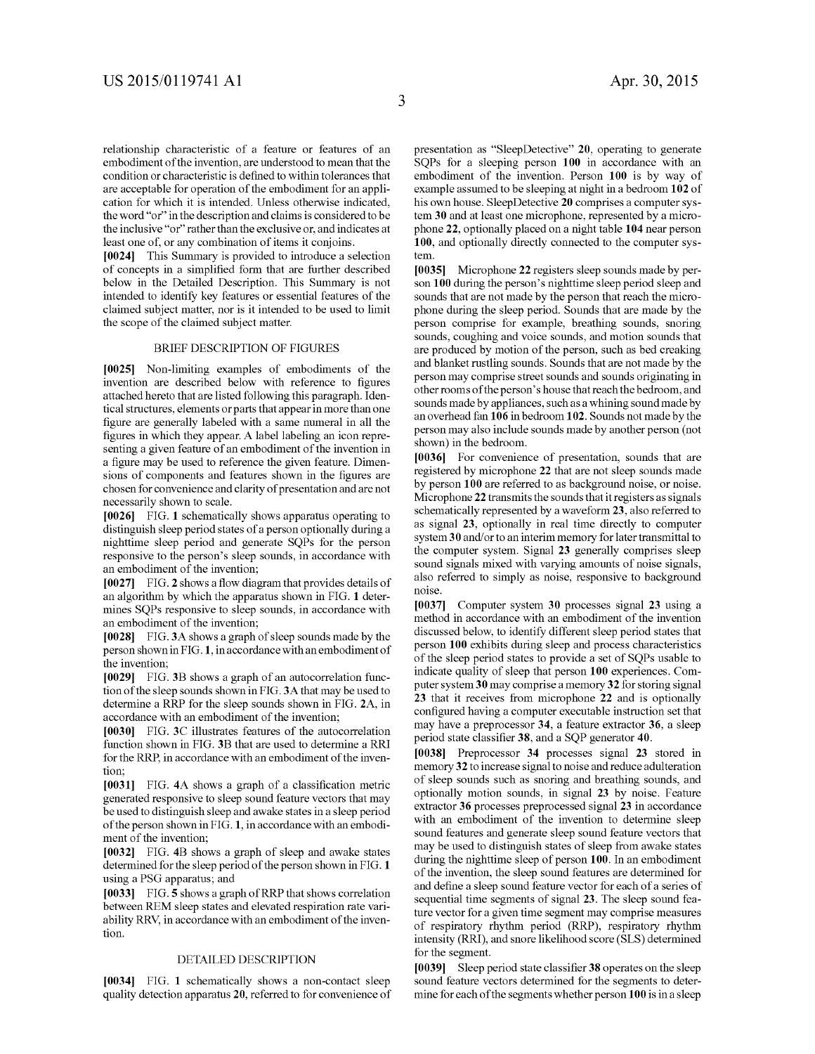relationship characteristic of a feature or features of an embodiment of the invention, are understood to mean that the condition or characteristic is defined to within tolerances that are acceptable for operation of the embodiment for an application for which it is intended. Unless otherwise indicated, the word "or" in the description and claims is considered to be the inclusive "or" rather than the exclusive or, and indicates at least one of, or any combination of items it conjoins.

**[0024]** This Summary is provided to introduce a selection of concepts in a simplified form that are further described below in the Detailed Description. This Summary is not intended to identify key features or essential features of the claimed subject matter, nor is it intended to be used to limit the scope of the claimed subject matter.

## BRIEF DESCRIPTION OF FIGURES

**[0025]** Non-limiting examples of embodiments of the invention are described below with reference to figures attached hereto that are listed following this paragraph. Identical structures, elements or parts that appear in more than one figure are generally labeled with a same numeral in all the figures in which they appear. A label labeling an icon representing a given feature of an embodiment of the invention in a figure may be used to reference the given feature. Dimensions of components and features shown in the figures are chosen for convenience and clarity of presentation and are not necessarily shown to scale.

**[0026]** FIG. **1** schematically shows apparatus operating to distinguish sleep period states of a person optionally during a nighttime sleep period and generate SQPs for the person responsive to the person's sleep sounds, in accordance with an embodiment of the invention;

**[0027]** FIG. **2** shows a flow diagram that provides details of an algorithm by which the apparatus shown in FIG. **1** determines SQPs responsive to sleep sounds, in accordance with an embodiment of the invention;

**[0028]** FIG. **3**A shows a graph of sleep sounds made by the person shown in FIG. **1**, in accordance with an embodiment of the invention;

**[0029]** FIG. **3**B shows a graph of an autocorrelation function of the sleep sounds shown in FIG. **3**A that may be used to determine a RRP for the sleep sounds shown in FIG. **2**A, in accordance with an embodiment of the invention;

**[0030]** FIG. **3**C illustrates features of the autocorrelation function shown in FIG. **3**B that are used to determine a RRI for the RRP, in accordance with an embodiment of the invention;

**[0031]** FIG. **4**A shows a graph of a classification metric generated responsive to sleep sound feature vectors that may be used to distinguish sleep and awake states in a sleep period of the person shown in FIG. **1**, in accordance with an embodiment of the invention;

**[0032]** FIG. **4**B shows a graph of sleep and awake states determined for the sleep period of the person shown in FIG. **1** using a PSG apparatus; and

**[0033]** FIG. **5** shows a graph of RRP that shows correlation between REM sleep states and elevated respiration rate variability RRV, in accordance with an embodiment of the invention.

## DETAILED DESCRIPTION

**[0034]** FIG. **1** schematically shows a non-contact sleep quality detection apparatus **20**, referred to for convenience of presentation as "SleepDetective" **20**, operating to generate SQPs for a sleeping person **100** in accordance with an embodiment of the invention. Person **100** is by way of example assumed to be sleeping at night in a bedroom **102** of his own house. SleepDetective **20** comprises a computer system **30** and at least one microphone, represented by a microphone **22**, optionally placed on a night table **104** near person **100**, and optionally directly connected to the computer system.

**[0035]** Microphone **22** registers sleep sounds made by person **100** during the person's nighttime sleep period sleep and sounds that are not made by the person that reach the microphone during the sleep period. Sounds that are made by the person comprise for example, breathing sounds, snoring sounds, coughing and voice sounds, and motion sounds that are produced by motion of the person, such as bed creaking and blanket rustling sounds. Sounds that are not made by the person may comprise street sounds and sounds originating in other rooms of the person's house that reach the bedroom, and sounds made by appliances, such as a whining sound made by an overhead fan **106** in bedroom **102**. Sounds not made by the person may also include sounds made by another person (not shown) in the bedroom.

**[0036]** For convenience of presentation, sounds that are registered by microphone **22** that are not sleep sounds made by person **100** are referred to as background noise, or noise. Microphone **22** transmits the sounds that it registers as signals schematically represented by a waveform **23**, also referred to as signal **23**, optionally in real time directly to computer system **30** and/or to an interim memory for later transmittal to the computer system. Signal **23** generally comprises sleep sound signals mixed with varying amounts of noise signals, also referred to simply as noise, responsive to background noise.

**[0037]** Computer system **30** processes signal **23** using a method in accordance with an embodiment of the invention discussed below, to identify different sleep period states that person **100** exhibits during sleep and process characteristics of the sleep period states to provide a set of SQPs usable to indicate quality of sleep that person **100** experiences. Computer system **30** may comprise a memory **32** for storing signal **23** that it receives from microphone **22** and is optionally configured having a computer executable instruction set that may have a preprocessor **34**, a feature extractor **36**, a sleep period state classifier **38**, and a SQP generator **40**.

**[0038]** Preprocessor **34** processes signal **23** stored in memory **32** to increase signal to noise and reduce adulteration of sleep sounds such as snoring and breathing sounds, and optionally motion sounds, in signal **23** by noise. Feature extractor **36** processes preprocessed signal **23** in accordance with an embodiment of the invention to determine sleep sound features and generate sleep sound feature vectors that may be used to distinguish states of sleep from awake states during the nighttime sleep of person **100**. In an embodiment of the invention, the sleep sound features are determined for and define a sleep sound feature vector for each of a series of sequential time segments of signal **23**. The sleep sound feature vector for a given time segment may comprise measures of respiratory rhythm period (RRP), respiratory rhythm intensity (RRI), and snore likelihood score (SLS) determined for the segment.

**[0039]** Sleep period state classifier **38** operates on the sleep sound feature vectors determined for the segments to determine for each of the segments whether person **100** is in a sleep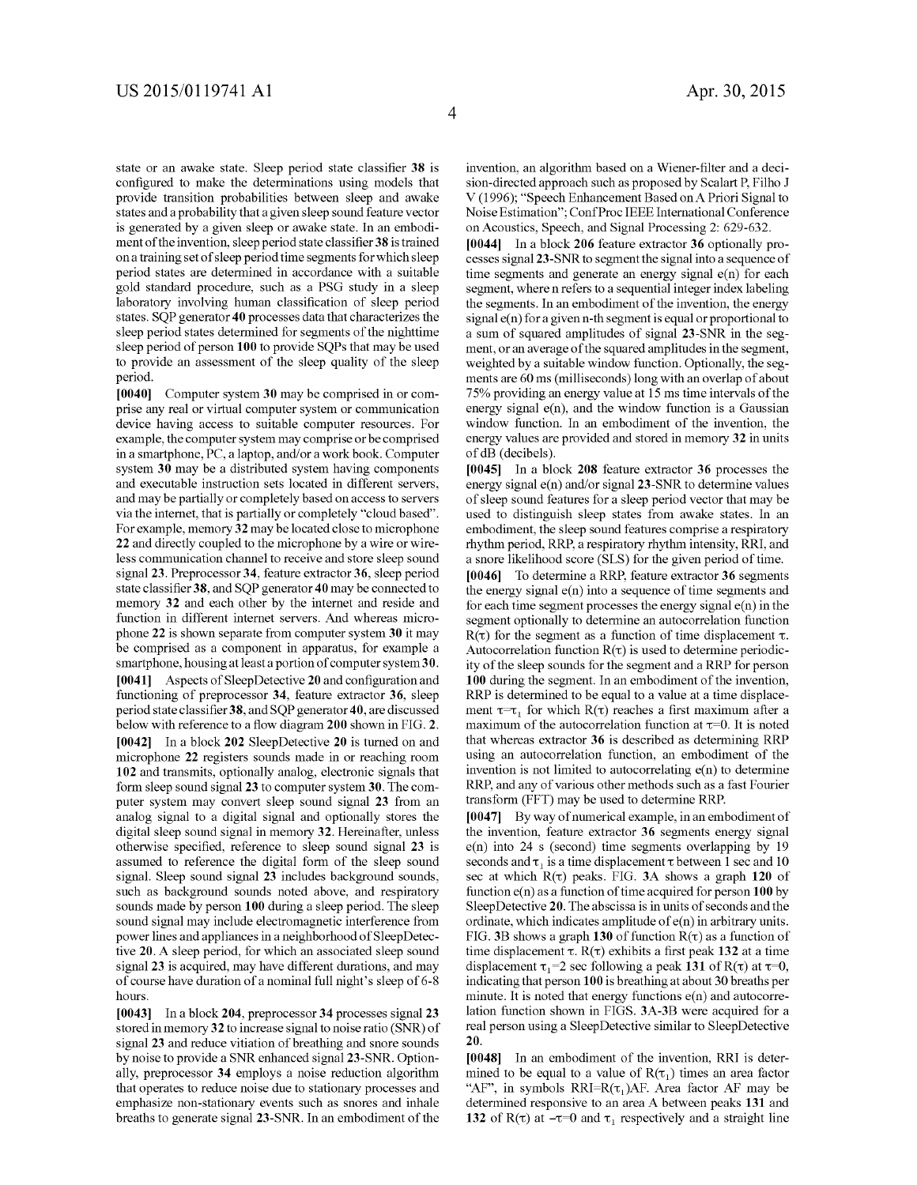state or an awake state. Sleep period state classifier **38** is configured to make the determinations using models that provide transition probabilities between sleep and awake states and a probability that a given sleep sound feature vector is generated by a given sleep or awake state. In an embodiment of the invention, sleep period state classifier **38** is trained on a training set of sleep period time segments for which sleep period states are determined in accordance with a suitable gold standard procedure, such as a PSG study in a sleep laboratory involving human classification of sleep period states. SQP generator **40** processes data that characterizes the sleep period states determined for segments of the nighttime sleep period of person **100** to provide SQPs that may be used to provide an assessment of the sleep quality of the sleep period.

**[0040]** Computer system **30** may be comprised in or comprise any real or virtual computer system or communication device having access to suitable computer resources. For example, the computer system may comprise or be comprised in a smartphone, PC, a laptop, and/or a work book. Computer system **30** may be a distributed system having components and executable instruction sets located in different servers, and may be partially or completely based on access to servers via the internet, that is partially or completely "cloud based". For example, memory **32** may be located close to microphone **22** and directly coupled to the microphone by a wire or wireless communication channel to receive and store sleep sound signal **23**. Preprocessor **34**, feature extractor **36**, sleep period state classifier **38**, and SQP generator **40** may be connected to memory **32** and each other by the internet and reside and function in different internet servers. And whereas microphone **22** is shown separate from computer system **30** it may be comprised as a component in apparatus, for example a smartphone, housing at least a portion of computer system **30**.

**[0041]** Aspects of SleepDetective **20** and configuration and functioning of preprocessor **34**, feature extractor **36**, sleep period state classifier **38**, and SQP generator **40**, are discussed below with reference to a flow diagram **200** shown in FIG. **2**.

**[0042]** In a block **202** SleepDetective **20** is turned on and microphone **22** registers sounds made in or reaching room **102** and transmits, optionally analog, electronic signals that form sleep sound signal **23** to computer system **30**. The computer system may convert sleep sound signal **23** from an analog signal to a digital signal and optionally stores the digital sleep sound signal in memory **32**. Hereinafter, unless otherwise specified, reference to sleep sound signal **23** is assumed to reference the digital form of the sleep sound signal. Sleep sound signal **23** includes background sounds, such as background sounds noted above, and respiratory sounds made by person **100** during a sleep period. The sleep sound signal may include electromagnetic interference from power lines and appliances in a neighborhood of SleepDetective **20**. A sleep period, for which an associated sleep sound signal **23** is acquired, may have different durations, and may of course have duration of a nominal full night's sleep of 6-8 hours.

**[0043]** In a block **204**, preprocessor **34** processes signal **23** stored in memory **32** to increase signal to noise ratio (SNR) of signal **23** and reduce vitiation of breathing and snore sounds by noise to provide a SNR enhanced signal **23**-SNR. Optionally, preprocessor **34** employs a noise reduction algorithm that operates to reduce noise due to stationary processes and emphasize non-stationary events such as snores and inhale breaths to generate signal **23**-SNR. In an embodiment of the invention, an algorithm based on a Wiener-filter and a decision-directed approach such as proposed by Scalart P, Filho J V (1996); "Speech Enhancement Based on A Priori Signal to Noise Estimation"; Conf Proc IEEE International Conference on Acoustics, Speech, and Signal Processing 2: 629-632.

**[0044]** In a block **206** feature extractor **36** optionally processes signal **23**-SNR to segment the signal into a sequence of time segments and generate an energy signal $e(n)$ for each segment, where n refers to a sequential integer index labeling the segments. In an embodiment of the invention, the energy signal $e(n)$ for a given n-th segment is equal or proportional to a sum of squared amplitudes of signal **23**-SNR in the segment, or an average of the squared amplitudes in the segment, weighted by a suitable window function. Optionally, the segments are 60 ms (milliseconds) long with an overlap of about 75% providing an energy value at 15 ms time intervals of the energy signal $e(n)$, and the window function is a Gaussian window function. In an embodiment of the invention, the energy values are provided and stored in memory **32** in units of dB (decibels).

**[0045]** In a block **208** feature extractor **36** processes the energy signal $e(n)$ and/or signal **23**-SNR to determine values of sleep sound features for a sleep period vector that may be used to distinguish sleep states from awake states. In an embodiment, the sleep sound features comprise a respiratory rhythm period, RRP, a respiratory rhythm intensity, RRI, and a snore likelihood score (SLS) for the given period of time.

**[0046]** To determine a RRP, feature extractor **36** segments the energy signal $e(n)$ into a sequence of time segments and for each time segment processes the energy signal $e(n)$ in the segment optionally to determine an autocorrelation function $R(\tau)$ for the segment as a function of time displacement $\tau$. Autocorrelation function $R(\tau)$ is used to determine periodicity of the sleep sounds for the segment and a RRP for person **100** during the segment. In an embodiment of the invention, RRP is determined to be equal to a value at a time displacement $\tau=\tau_1$ for which $R(\tau)$ reaches a first maximum after a maximum of the autocorrelation function at $\tau=0$. It is noted that whereas extractor **36** is described as determining RRP using an autocorrelation function, an embodiment of the invention is not limited to autocorrelating $e(n)$ to determine RRP, and any of various other methods such as a fast Fourier transform (FFT) may be used to determine RRP.

**[0047]** By way of numerical example, in an embodiment of the invention, feature extractor **36** segments energy signal $e(n)$ into 24 s (second) time segments overlapping by 19 seconds and $\tau_1$ is a time displacement $\tau$ between 1 sec and 10 sec at which $R(\tau)$ peaks. FIG. **3A** shows a graph **120** of function $e(n)$ as a function of time acquired for person **100** by SleepDetective **20**. The abscissa is in units of seconds and the ordinate, which indicates amplitude of $e(n)$ in arbitrary units. FIG. **3B** shows a graph **130** of function $R(\tau)$ as a function of time displacement $\tau$. $R(\tau)$ exhibits a first peak **132** at a time displacement $\tau_1=2$ sec following a peak **131** of $R(\tau)$ at $\tau=0$, indicating that person **100** is breathing at about 30 breaths per minute. It is noted that energy functions $e(n)$ and autocorrelation function shown in FIGS. **3A-3B** were acquired for a real person using a SleepDetective similar to SleepDetective **20**.

**[0048]** In an embodiment of the invention, RRI is determined to be equal to a value of $R(\tau_1)$ times an area factor "AF", in symbols $RRI=R(\tau_1)AF$. Area factor AF may be determined responsive to an area A between peaks **131** and **132** of $R(\tau)$ at $-\tau=0$ and $\tau_1$ respectively and a straight line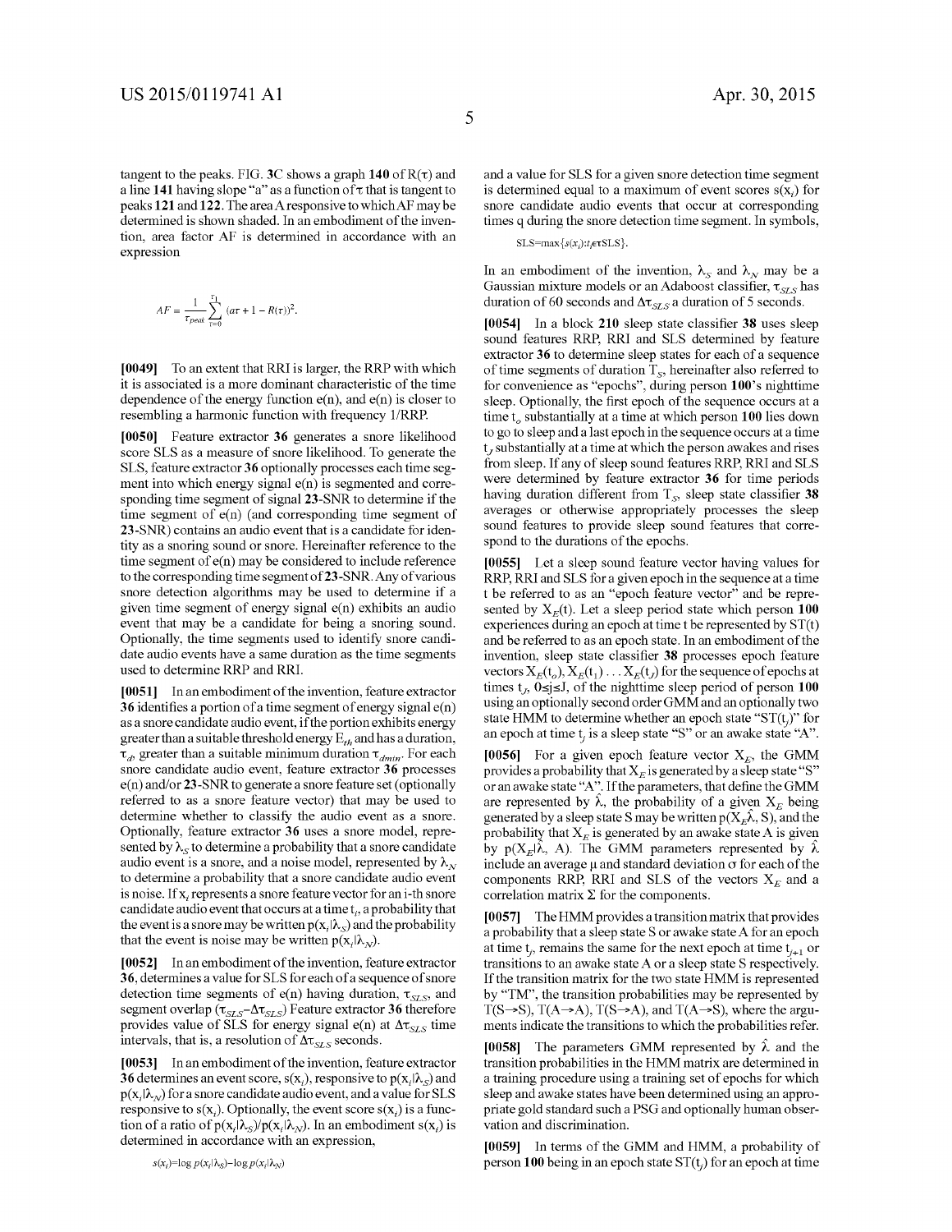tangent to the peaks. FIG. 3C shows a graph 140 of $R(\tau)$ and a line 141 having slope "a" as a function of $\tau$ that is tangent to peaks 121 and 122. The area A responsive to which AF may be determined is shown shaded. In an embodiment of the invention, area factor AF is determined in accordance with an expression

$$AF = \frac{1}{\tau_{peak}} \sum_{\tau=0}^{\tau_1} (a\tau + 1 - R(\tau))^2.$$

**[0049]** To an extent that RRI is larger, the RRP with which it is associated is a more dominant characteristic of the time dependence of the energy function $e(n)$, and $e(n)$ is closer to resembling a harmonic function with frequency 1/RRP.

**[0050]** Feature extractor 36 generates a snore likelihood score SLS as a measure of snore likelihood. To generate the SLS, feature extractor 36 optionally processes each time segment into which energy signal $e(n)$ is segmented and corresponding time segment of signal 23-SNR to determine if the time segment of $e(n)$ (and corresponding time segment of 23-SNR) contains an audio event that is a candidate for identity as a snoring sound or snore. Hereinafter reference to the time segment of $e(n)$ may be considered to include reference to the corresponding time segment of 23-SNR. Any of various snore detection algorithms may be used to determine if a given time segment of energy signal $e(n)$ exhibits an audio event that may be a candidate for being a snoring sound. Optionally, the time segments used to identify snore candidate audio events have a same duration as the time segments used to determine RRP and RRI.

**[0051]** In an embodiment of the invention, feature extractor 36 identifies a portion of a time segment of energy signal $e(n)$ as a snore candidate audio event, if the portion exhibits energy greater than a suitable threshold energy $E_{th}$ and has a duration, $\tau_d$, greater than a suitable minimum duration $\tau_{dmin}$. For each snore candidate audio event, feature extractor 36 processes $e(n)$ and/or 23-SNR to generate a snore feature set (optionally referred to as a snore feature vector) that may be used to determine whether to classify the audio event as a snore. Optionally, feature extractor 36 uses a snore model, represented by $\lambda_S$ to determine a probability that a snore candidate audio event is a snore, and a noise model, represented by $\lambda_N$ to determine a probability that a snore candidate audio event is noise. If $x_i$ represents a snore feature vector for an i-th snore candidate audio event that occurs at a time $t_i$, a probability that the event is a snore may be written $p(x_i|\lambda_S)$ and the probability that the event is noise may be written $p(x_i|\lambda_N)$.

**[0052]** In an embodiment of the invention, feature extractor 36, determines a value for SLS for each of a sequence of snore detection time segments of $e(n)$ having duration, $\tau_{SLS}$, and segment overlap $(\tau_{SLS}-\Delta\tau_{SLS})$ Feature extractor 36 therefore provides value of SLS for energy signal $e(n)$ at $\Delta\tau_{SLS}$ time intervals, that is, a resolution of $\Delta\tau_{SLS}$ seconds.

**[0053]** In an embodiment of the invention, feature extractor 36 determines an event score, $s(x_i)$, responsive to $p(x_i|\lambda_S)$ and $p(x_i|\lambda_N)$ for a snore candidate audio event, and a value for SLS responsive to $s(x_i)$. Optionally, the event score $s(x_i)$ is a function of a ratio of $p(x_i|\lambda_S)/p(x_i|\lambda_N)$. In an embodiment $s(x_i)$ is determined in accordance with an expression,

$$s(x_i)=\log p(x_i|\lambda_S)-\log p(x_i|\lambda_N)$$

and a value for SLS for a given snore detection time segment is determined equal to a maximum of event scores $s(x_i)$ for snore candidate audio events that occur at corresponding times q during the snore detection time segment. In symbols,

$$\text{SLS}=\max\{s(x_i):t_i\epsilon\tau\text{SLS}\}.$$

In an embodiment of the invention, $\lambda_S$ and $\lambda_N$ may be a Gaussian mixture models or an Adaboost classifier, $\tau_{SLS}$ has duration of 60 seconds and $\Delta\tau_{SLS}$ a duration of 5 seconds.

**[0054]** In a block 210 sleep state classifier 38 uses sleep sound features RRP, RRI and SLS determined by feature extractor 36 to determine sleep states for each of a sequence of time segments of duration $T_S$, hereinafter also referred to for convenience as "epochs", during person 100's nighttime sleep. Optionally, the first epoch of the sequence occurs at a time $t_o$ substantially at a time at which person 100 lies down to go to sleep and a last epoch in the sequence occurs at a time $t_J$ substantially at a time at which the person awakes and rises from sleep. If any of sleep sound features RRP, RRI and SLS were determined by feature extractor 36 for time periods having duration different from $T_S$, sleep state classifier 38 averages or otherwise appropriately processes the sleep sound features to provide sleep sound features that correspond to the durations of the epochs.

**[0055]** Let a sleep sound feature vector having values for RRP, RRI and SLS for a given epoch in the sequence at a time t be referred to as an "epoch feature vector" and be represented by $X_E(t)$. Let a sleep period state which person 100 experiences during an epoch at time t be represented by ST(t) and be referred to as an epoch state. In an embodiment of the invention, sleep state classifier 38 processes epoch feature vectors $X_E(t_o), X_E(t_1) \ldots X_E(t_J)$ for the sequence of epochs at times $t_j$, $0 \leq j \leq J$, of the nighttime sleep period of person 100 using an optionally second order GMM and an optionally two state HMM to determine whether an epoch state "$ST(t_j)$" for an epoch at time $t_j$ is a sleep state "S" or an awake state "A".

**[0056]** For a given epoch feature vector $X_E$, the GMM provides a probability that $X_E$ is generated by a sleep state "S" or an awake state "A". If the parameters, that define the GMM are represented by $\hat{\lambda}$, the probability of a given $X_E$ being generated by a sleep state S may be written $p(X_E|\hat{\lambda}, S)$, and the probability that $X_E$ is generated by an awake state A is given by $p(X_E|\hat{\lambda}, A)$. The GMM parameters represented by $\hat{\lambda}$ include an average $\mu$ and standard deviation $\sigma$ for each of the components RRP, RRI and SLS of the vectors $X_E$ and a correlation matrix $\Sigma$ for the components.

**[0057]** The HMM provides a transition matrix that provides a probability that a sleep state S or awake state A for an epoch at time $t_j$, remains the same for the next epoch at time $t_{j+1}$ or transitions to an awake state A or a sleep state S respectively. If the transition matrix for the two state HMM is represented by "TM", the transition probabilities may be represented by $T(S\rightarrow S)$, $T(A\rightarrow A)$, $T(S\rightarrow A)$, and $T(A\rightarrow S)$, where the arguments indicate the transitions to which the probabilities refer.

**[0058]** The parameters GMM represented by $\hat{\lambda}$ and the transition probabilities in the HMM matrix are determined in a training procedure using a training set of epochs for which sleep and awake states have been determined using an appropriate gold standard such a PSG and optionally human observation and discrimination.

**[0059]** In terms of the GMM and HMM, a probability of person 100 being in an epoch state $ST(t_j)$ for an epoch at time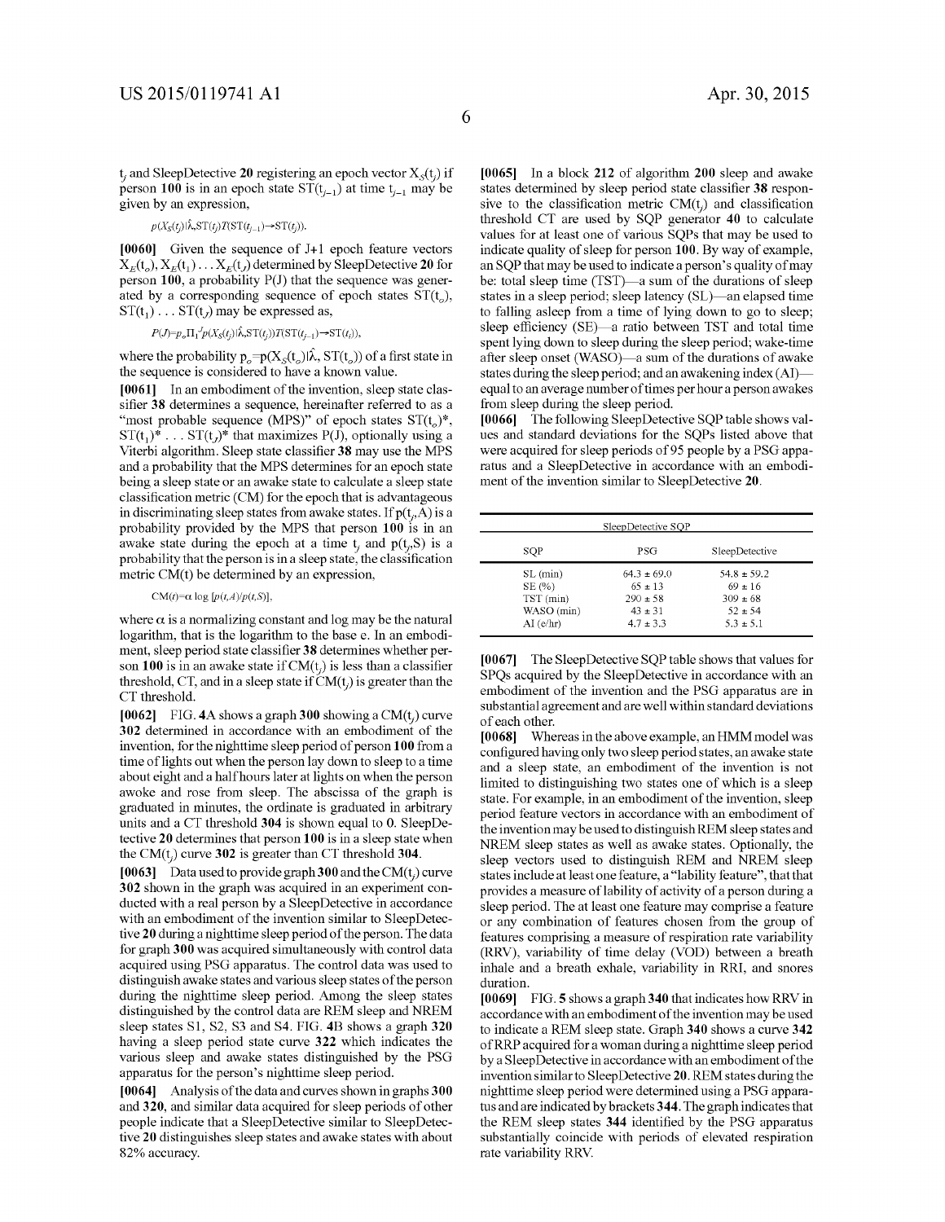$t_j$ and SleepDetective **20** registering an epoch vector $X_S(t_j)$ if person **100** is in an epoch state $ST(t_{j-1})$ at time $t_{j-1}$ may be given by an expression,

$$p(X_S(t_j)|\hat{\lambda},ST(t_j))T(ST(t_{j-1})\rightarrow ST(t_j)).$$

**[0060]** Given the sequence of J+1 epoch feature vectors $X_E(t_o), X_E(t_1) \ldots X_E(t_J)$ determined by SleepDetective **20** for person **100**, a probability P(J) that the sequence was generated by a corresponding sequence of epoch states $ST(t_o)$, $ST(t_1) \ldots ST(t_J)$ may be expressed as,

$$P(J)=p_o\Pi_1^J p(X_S(t_j)|\hat{\lambda},ST(t_j))T(ST(t_{j-1})\rightarrow ST(t_j)),$$

where the probability $p_o=p(X_S(t_o)|\hat{\lambda}, ST(t_o))$ of a first state in the sequence is considered to have a known value.

**[0061]** In an embodiment of the invention, sleep state classifier **38** determines a sequence, hereinafter referred to as a "most probable sequence (MPS)" of epoch states $ST(t_o)^*$, $ST(t_1)^* \ldots ST(t_J)^*$ that maximizes P(J), optionally using a Viterbi algorithm. Sleep state classifier **38** may use the MPS and a probability that the MPS determines for an epoch state being a sleep state or an awake state to calculate a sleep state classification metric (CM) for the epoch that is advantageous in discriminating sleep states from awake states. If $p(t_j,A)$ is a probability provided by the MPS that person **100** is in an awake state during the epoch at a time $t_j$ and $p(t_j,S)$ is a probability that the person is in a sleep state, the classification metric CM(t) be determined by an expression,

$$CM(t)=\alpha \log [p(t,A)/p(t,S)],$$

where $\alpha$ is a normalizing constant and log may be the natural logarithm, that is the logarithm to the base e. In an embodiment, sleep period state classifier **38** determines whether person **100** is in an awake state if $CM(t_j)$ is less than a classifier threshold, CT, and in a sleep state if $CM(t_j)$ is greater than the CT threshold.

**[0062]** FIG. **4A** shows a graph **300** showing a $CM(t_j)$ curve **302** determined in accordance with an embodiment of the invention, for the nighttime sleep period of person **100** from a time of lights out when the person lay down to sleep to a time about eight and a half hours later at lights on when the person awoke and rose from sleep. The abscissa of the graph is graduated in minutes, the ordinate is graduated in arbitrary units and a CT threshold **304** is shown equal to 0. SleepDetective **20** determines that person **100** is in a sleep state when the $CM(t_j)$ curve **302** is greater than CT threshold **304**.

**[0063]** Data used to provide graph **300** and the $CM(t_j)$ curve **302** shown in the graph was acquired in an experiment conducted with a real person by a SleepDetective in accordance with an embodiment of the invention similar to SleepDetective **20** during a nighttime sleep period of the person. The data for graph **300** was acquired simultaneously with control data acquired using PSG apparatus. The control data was used to distinguish awake states and various sleep states of the person during the nighttime sleep period. Among the sleep states distinguished by the control data are REM sleep and NREM sleep states S1, S2, S3 and S4. FIG. **4B** shows a graph **320** having a sleep period state curve **322** which indicates the various sleep and awake states distinguished by the PSG apparatus for the person's nighttime sleep period.

**[0064]** Analysis of the data and curves shown in graphs **300** and **320**, and similar data acquired for sleep periods of other people indicate that a SleepDetective similar to SleepDetective **20** distinguishes sleep states and awake states with about 82% accuracy.

**[0065]** In a block **212** of algorithm **200** sleep and awake states determined by sleep period state classifier **38** responsive to the classification metric $CM(t_j)$ and classification threshold CT are used by SQP generator **40** to calculate values for at least one of various SQPs that may be used to indicate quality of sleep for person **100**. By way of example, an SQP that may be used to indicate a person's quality of may be: total sleep time (TST)—a sum of the durations of sleep states in a sleep period; sleep latency (SL)—an elapsed time to falling asleep from a time of lying down to go to sleep; sleep efficiency (SE)—a ratio between TST and total time spent lying down to sleep during the sleep period; wake-time after sleep onset (WASO)—a sum of the durations of awake states during the sleep period; and an awakening index (AI)—equal to an average number of times per hour a person awakes from sleep during the sleep period.

**[0066]** The following SleepDetective SQP table shows values and standard deviations for the SQPs listed above that were acquired for sleep periods of 95 people by a PSG apparatus and a SleepDetective in accordance with an embodiment of the invention similar to SleepDetective **20**.

SleepDetective SQP

| SQP | PSG | SleepDetective |
|---|---|---|
| SL (min) | 64.3 ± 69.0 | 54.8 ± 59.2 |
| SE (%) | 65 ± 13 | 69 ± 16 |
| TST (min) | 290 ± 58 | 309 ± 68 |
| WASO (min) | 43 ± 31 | 52 ± 54 |
| AI (e/hr) | 4.7 ± 3.3 | 5.3 ± 5.1 |

**[0067]** The SleepDetective SQP table shows that values for SPQs acquired by the SleepDetective in accordance with an embodiment of the invention and the PSG apparatus are in substantial agreement and are well within standard deviations of each other.

**[0068]** Whereas in the above example, an HMM model was configured having only two sleep period states, an awake state and a sleep state, an embodiment of the invention is not limited to distinguishing two states one of which is a sleep state. For example, in an embodiment of the invention, sleep period feature vectors in accordance with an embodiment of the invention may be used to distinguish REM sleep states and NREM sleep states as well as awake states. Optionally, the sleep vectors used to distinguish REM and NREM sleep states include at least one feature, a "lability feature", that that provides a measure of lability of activity of a person during a sleep period. The at least one feature may comprise a feature or any combination of features chosen from the group of features comprising a measure of respiration rate variability (RRV), variability of time delay (VOD) between a breath inhale and a breath exhale, variability in RRI, and snores duration.

**[0069]** FIG. **5** shows a graph **340** that indicates how RRV in accordance with an embodiment of the invention may be used to indicate a REM sleep state. Graph **340** shows a curve **342** of RRP acquired for a woman during a nighttime sleep period by a SleepDetective in accordance with an embodiment of the invention similar to SleepDetective **20**. REM states during the nighttime sleep period were determined using a PSG apparatus and are indicated by brackets **344**. The graph indicates that the REM sleep states **344** identified by the PSG apparatus substantially coincide with periods of elevated respiration rate variability RRV.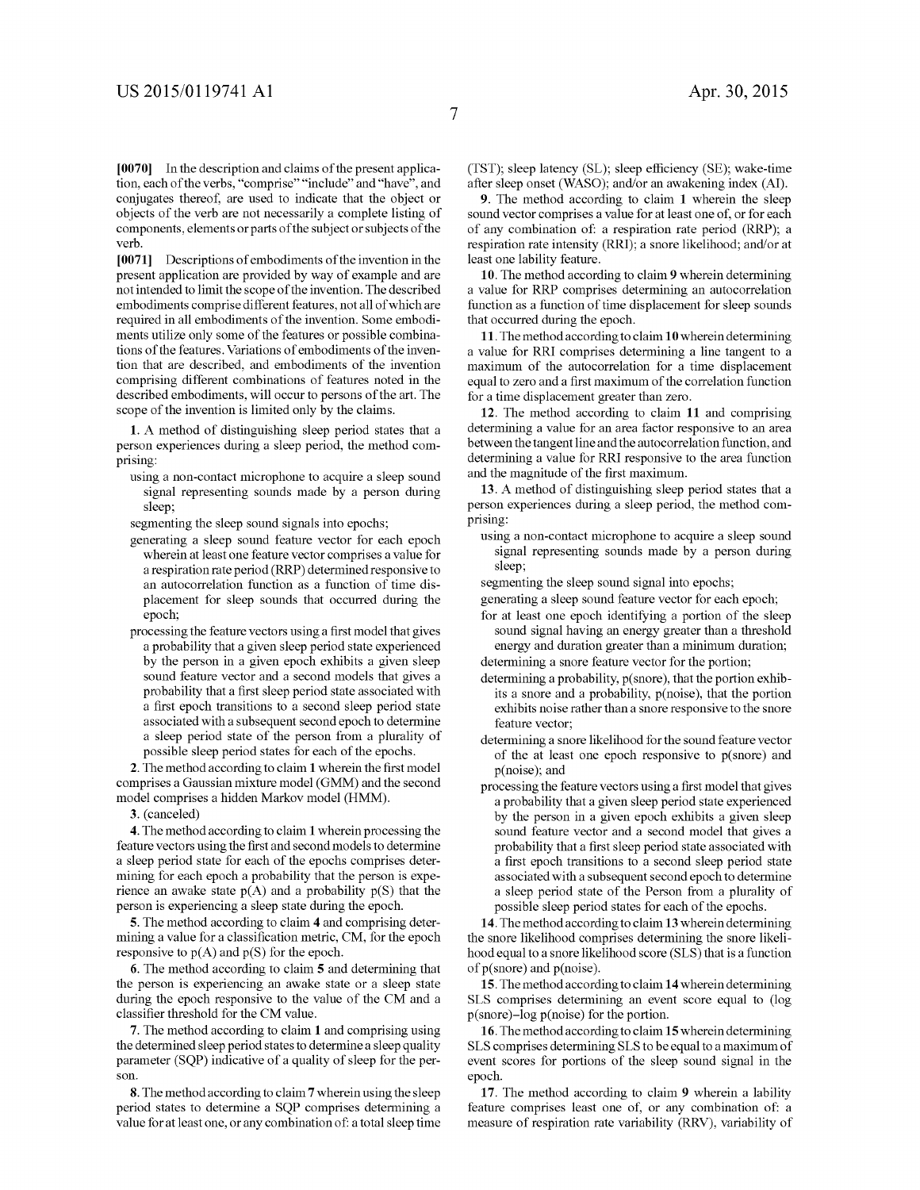**[0070]** In the description and claims of the present application, each of the verbs, "comprise" "include" and "have", and conjugates thereof, are used to indicate that the object or objects of the verb are not necessarily a complete listing of components, elements or parts of the subject or subjects of the verb.

**[0071]** Descriptions of embodiments of the invention in the present application are provided by way of example and are not intended to limit the scope of the invention. The described embodiments comprise different features, not all of which are required in all embodiments of the invention. Some embodiments utilize only some of the features or possible combinations of the features. Variations of embodiments of the invention that are described, and embodiments of the invention comprising different combinations of features noted in the described embodiments, will occur to persons of the art. The scope of the invention is limited only by the claims.

**1**. A method of distinguishing sleep period states that a person experiences during a sleep period, the method comprising:

- using a non-contact microphone to acquire a sleep sound signal representing sounds made by a person during sleep;
- segmenting the sleep sound signals into epochs;
- generating a sleep sound feature vector for each epoch wherein at least one feature vector comprises a value for a respiration rate period (RRP) determined responsive to an autocorrelation function as a function of time displacement for sleep sounds that occurred during the epoch;
- processing the feature vectors using a first model that gives a probability that a given sleep period state experienced by the person in a given epoch exhibits a given sleep sound feature vector and a second models that gives a probability that a first sleep period state associated with a first epoch transitions to a second sleep period state associated with a subsequent second epoch to determine a sleep period state of the person from a plurality of possible sleep period states for each of the epochs.

**2**. The method according to claim **1** wherein the first model comprises a Gaussian mixture model (GMM) and the second model comprises a hidden Markov model (HMM).

**3**. (canceled)

**4**. The method according to claim **1** wherein processing the feature vectors using the first and second models to determine a sleep period state for each of the epochs comprises determining for each epoch a probability that the person is experience an awake state p(A) and a probability p(S) that the person is experiencing a sleep state during the epoch.

**5**. The method according to claim **4** and comprising determining a value for a classification metric, CM, for the epoch responsive to p(A) and p(S) for the epoch.

**6**. The method according to claim **5** and determining that the person is experiencing an awake state or a sleep state during the epoch responsive to the value of the CM and a classifier threshold for the CM value.

**7**. The method according to claim **1** and comprising using the determined sleep period states to determine a sleep quality parameter (SQP) indicative of a quality of sleep for the person.

**8**. The method according to claim **7** wherein using the sleep period states to determine a SQP comprises determining a value for at least one, or any combination of: a total sleep time (TST); sleep latency (SL); sleep efficiency (SE); wake-time after sleep onset (WASO); and/or an awakening index (AI).

**9**. The method according to claim **1** wherein the sleep sound vector comprises a value for at least one of, or for each of any combination of: a respiration rate period (RRP); a respiration rate intensity (RRI); a snore likelihood; and/or at least one lability feature.

**10**. The method according to claim **9** wherein determining a value for RRP comprises determining an autocorrelation function as a function of time displacement for sleep sounds that occurred during the epoch.

**11**. The method according to claim **10** wherein determining a value for RRI comprises determining a line tangent to a maximum of the autocorrelation for a time displacement equal to zero and a first maximum of the correlation function for a time displacement greater than zero.

**12**. The method according to claim **11** and comprising determining a value for an area factor responsive to an area between the tangent line and the autocorrelation function, and determining a value for RRI responsive to the area function and the magnitude of the first maximum.

**13**. A method of distinguishing sleep period states that a person experiences during a sleep period, the method comprising:

- using a non-contact microphone to acquire a sleep sound signal representing sounds made by a person during sleep;
- segmenting the sleep sound signal into epochs;
- generating a sleep sound feature vector for each epoch;
- for at least one epoch identifying a portion of the sleep sound signal having an energy greater than a threshold energy and duration greater than a minimum duration;
- determining a snore feature vector for the portion;
- determining a probability, p(snore), that the portion exhibits a snore and a probability, p(noise), that the portion exhibits noise rather than a snore responsive to the snore feature vector;
- determining a snore likelihood for the sound feature vector of the at least one epoch responsive to p(snore) and p(noise); and
- processing the feature vectors using a first model that gives a probability that a given sleep period state experienced by the person in a given epoch exhibits a given sleep sound feature vector and a second model that gives a probability that a first sleep period state associated with a first epoch transitions to a second sleep period state associated with a subsequent second epoch to determine a sleep period state of the Person from a plurality of possible sleep period states for each of the epochs.

**14**. The method according to claim **13** wherein determining the snore likelihood comprises determining the snore likelihood equal to a snore likelihood score (SLS) that is a function of p(snore) and p(noise).

**15**. The method according to claim **14** wherein determining SLS comprises determining an event score equal to (log p(snore)−log p(noise) for the portion.

**16**. The method according to claim **15** wherein determining SLS comprises determining SLS to be equal to a maximum of event scores for portions of the sleep sound signal in the epoch.

**17**. The method according to claim **9** wherein a lability feature comprises least one of, or any combination of: a measure of respiration rate variability (RRV), variability of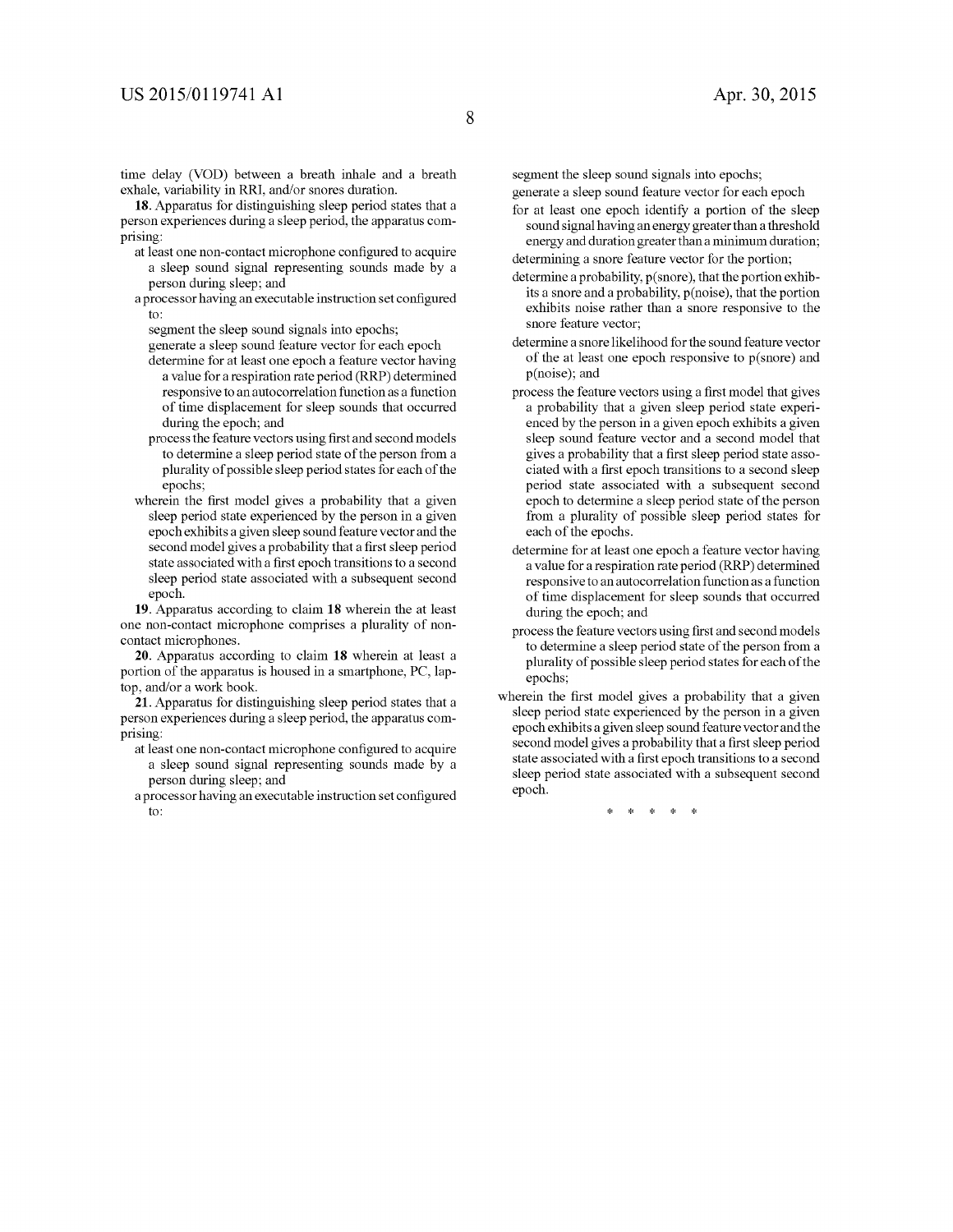time delay (VOD) between a breath inhale and a breath exhale, variability in RRI, and/or snores duration.

**18**. Apparatus for distinguishing sleep period states that a person experiences during a sleep period, the apparatus comprising:

at least one non-contact microphone configured to acquire a sleep sound signal representing sounds made by a person during sleep; and

a processor having an executable instruction set configured to:

segment the sleep sound signals into epochs;

generate a sleep sound feature vector for each epoch

determine for at least one epoch a feature vector having a value for a respiration rate period (RRP) determined responsive to an autocorrelation function as a function of time displacement for sleep sounds that occurred during the epoch; and

process the feature vectors using first and second models to determine a sleep period state of the person from a plurality of possible sleep period states for each of the epochs;

wherein the first model gives a probability that a given sleep period state experienced by the person in a given epoch exhibits a given sleep sound feature vector and the second model gives a probability that a first sleep period state associated with a first epoch transitions to a second sleep period state associated with a subsequent second epoch.

**19**. Apparatus according to claim **18** wherein the at least one non-contact microphone comprises a plurality of non-contact microphones.

**20**. Apparatus according to claim **18** wherein at least a portion of the apparatus is housed in a smartphone, PC, laptop, and/or a work book.

**21**. Apparatus for distinguishing sleep period states that a person experiences during a sleep period, the apparatus comprising:

at least one non-contact microphone configured to acquire a sleep sound signal representing sounds made by a person during sleep; and

a processor having an executable instruction set configured to:

segment the sleep sound signals into epochs;

generate a sleep sound feature vector for each epoch

for at least one epoch identify a portion of the sleep sound signal having an energy greater than a threshold energy and duration greater than a minimum duration;

determining a snore feature vector for the portion;

determine a probability, p(snore), that the portion exhibits a snore and a probability, p(noise), that the portion exhibits noise rather than a snore responsive to the snore feature vector;

determine a snore likelihood for the sound feature vector of the at least one epoch responsive to p(snore) and p(noise); and

process the feature vectors using a first model that gives a probability that a given sleep period state experienced by the person in a given epoch exhibits a given sleep sound feature vector and a second model that gives a probability that a first sleep period state associated with a first epoch transitions to a second sleep period state associated with a subsequent second epoch to determine a sleep period state of the person from a plurality of possible sleep period states for each of the epochs.

determine for at least one epoch a feature vector having a value for a respiration rate period (RRP) determined responsive to an autocorrelation function as a function of time displacement for sleep sounds that occurred during the epoch; and

process the feature vectors using first and second models to determine a sleep period state of the person from a plurality of possible sleep period states for each of the epochs;

wherein the first model gives a probability that a given sleep period state experienced by the person in a given epoch exhibits a given sleep sound feature vector and the second model gives a probability that a first sleep period state associated with a first epoch transitions to a second sleep period state associated with a subsequent second epoch.

* * * * *